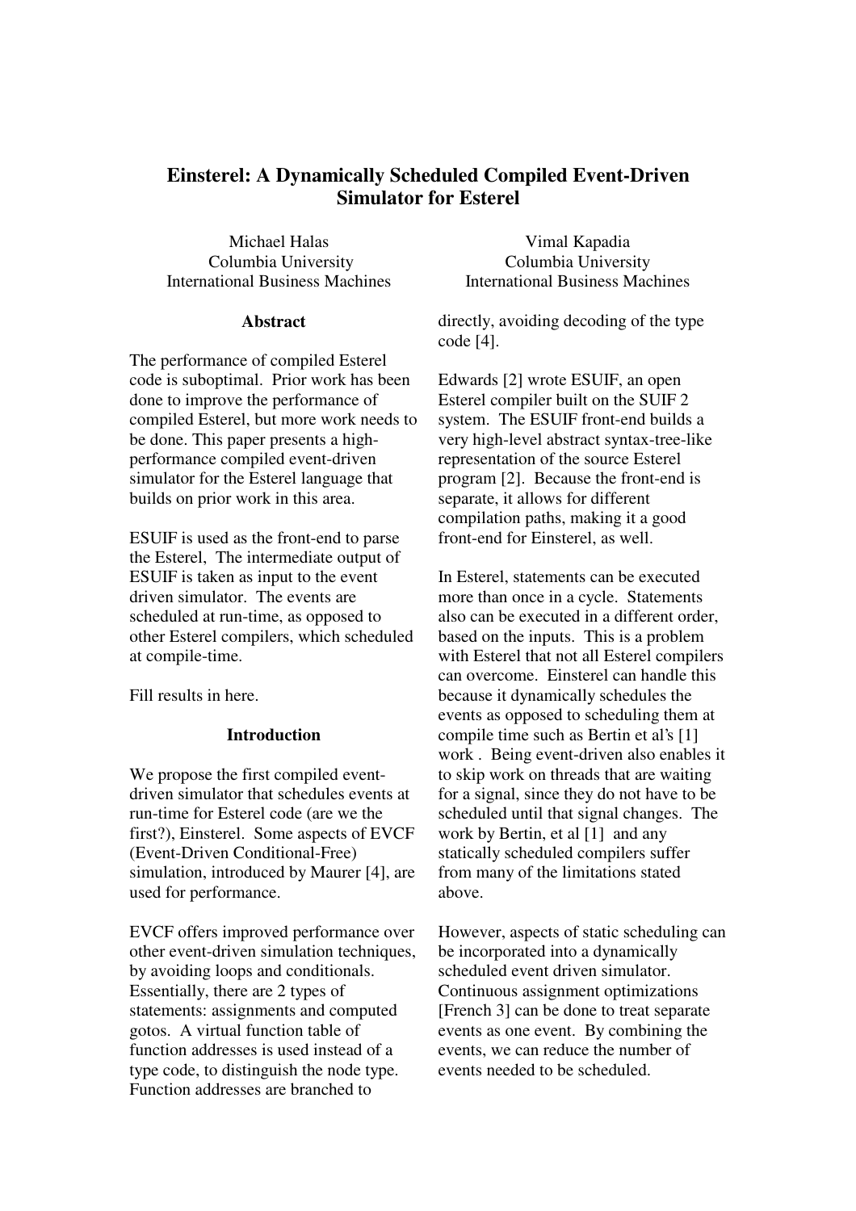# Einsterel: A Dynamically Scheduled Compiled Event-Driven Simulator for Esterel

Michael Halas
Columbia University
International Business Machines

Vimal Kapadia
Columbia University
International Business Machines

## Abstract

The performance of compiled Esterel code is suboptimal. Prior work has been done to improve the performance of compiled Esterel, but more work needs to be done. This paper presents a high-performance compiled event-driven simulator for the Esterel language that builds on prior work in this area.

ESUIF is used as the front-end to parse the Esterel, The intermediate output of ESUIF is taken as input to the event driven simulator. The events are scheduled at run-time, as opposed to other Esterel compilers, which scheduled at compile-time.

Fill results in here.

## Introduction

We propose the first compiled event-driven simulator that schedules events at run-time for Esterel code (are we the first?), Einsterel. Some aspects of EVCF (Event-Driven Conditional-Free) simulation, introduced by Maurer [4], are used for performance.

EVCF offers improved performance over other event-driven simulation techniques, by avoiding loops and conditionals. Essentially, there are 2 types of statements: assignments and computed gotos. A virtual function table of function addresses is used instead of a type code, to distinguish the node type. Function addresses are branched to directly, avoiding decoding of the type code [4].

Edwards [2] wrote ESUIF, an open Esterel compiler built on the SUIF 2 system. The ESUIF front-end builds a very high-level abstract syntax-tree-like representation of the source Esterel program [2]. Because the front-end is separate, it allows for different compilation paths, making it a good front-end for Einsterel, as well.

In Esterel, statements can be executed more than once in a cycle. Statements also can be executed in a different order, based on the inputs. This is a problem with Esterel that not all Esterel compilers can overcome. Einsterel can handle this because it dynamically schedules the events as opposed to scheduling them at compile time such as Bertin et al's [1] work . Being event-driven also enables it to skip work on threads that are waiting for a signal, since they do not have to be scheduled until that signal changes. The work by Bertin, et al [1] and any statically scheduled compilers suffer from many of the limitations stated above.

However, aspects of static scheduling can be incorporated into a dynamically scheduled event driven simulator. Continuous assignment optimizations [French 3] can be done to treat separate events as one event. By combining the events, we can reduce the number of events needed to be scheduled.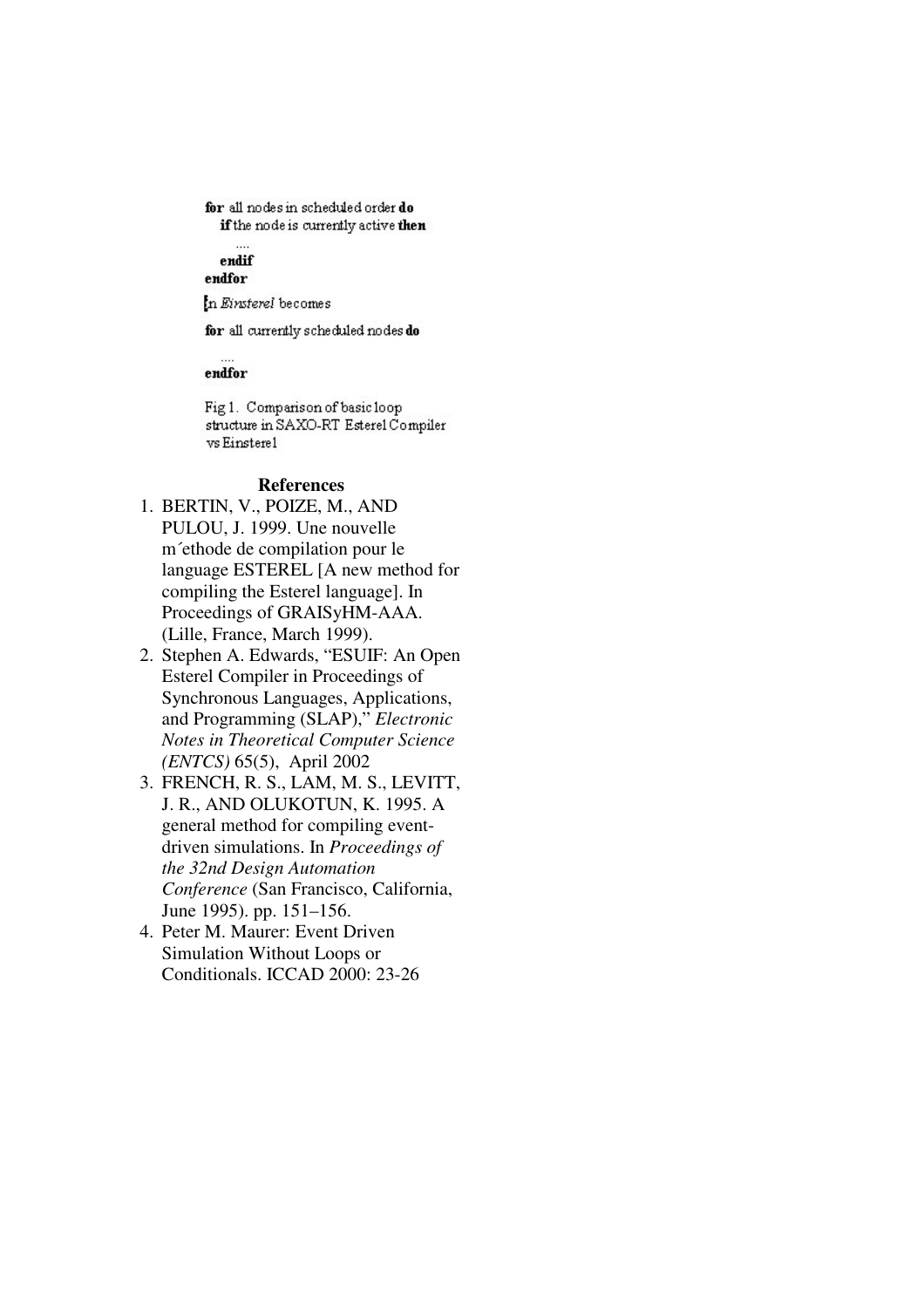```
for all nodes in scheduled order do
   if the node is currently active then
      ....
   endif
endfor
```

In *Einsterel* becomes

```
for all currently scheduled nodes do
   ....
endfor
```

Fig 1. Comparison of basic loop structure in SAXO-RT Esterel Compiler vs Einsterel

## References

1. BERTIN, V., POIZE, M., AND PULOU, J. 1999. Une nouvelle m´ethode de compilation pour le language ESTEREL [A new method for compiling the Esterel language]. In Proceedings of GRAISyHM-AAA. (Lille, France, March 1999).
2. Stephen A. Edwards, "ESUIF: An Open Esterel Compiler in Proceedings of Synchronous Languages, Applications, and Programming (SLAP)," *Electronic Notes in Theoretical Computer Science (ENTCS)* 65(5), April 2002
3. FRENCH, R. S., LAM, M. S., LEVITT, J. R., AND OLUKOTUN, K. 1995. A general method for compiling event-driven simulations. In *Proceedings of the 32nd Design Automation Conference* (San Francisco, California, June 1995). pp. 151–156.
4. Peter M. Maurer: Event Driven Simulation Without Loops or Conditionals. ICCAD 2000: 23-26